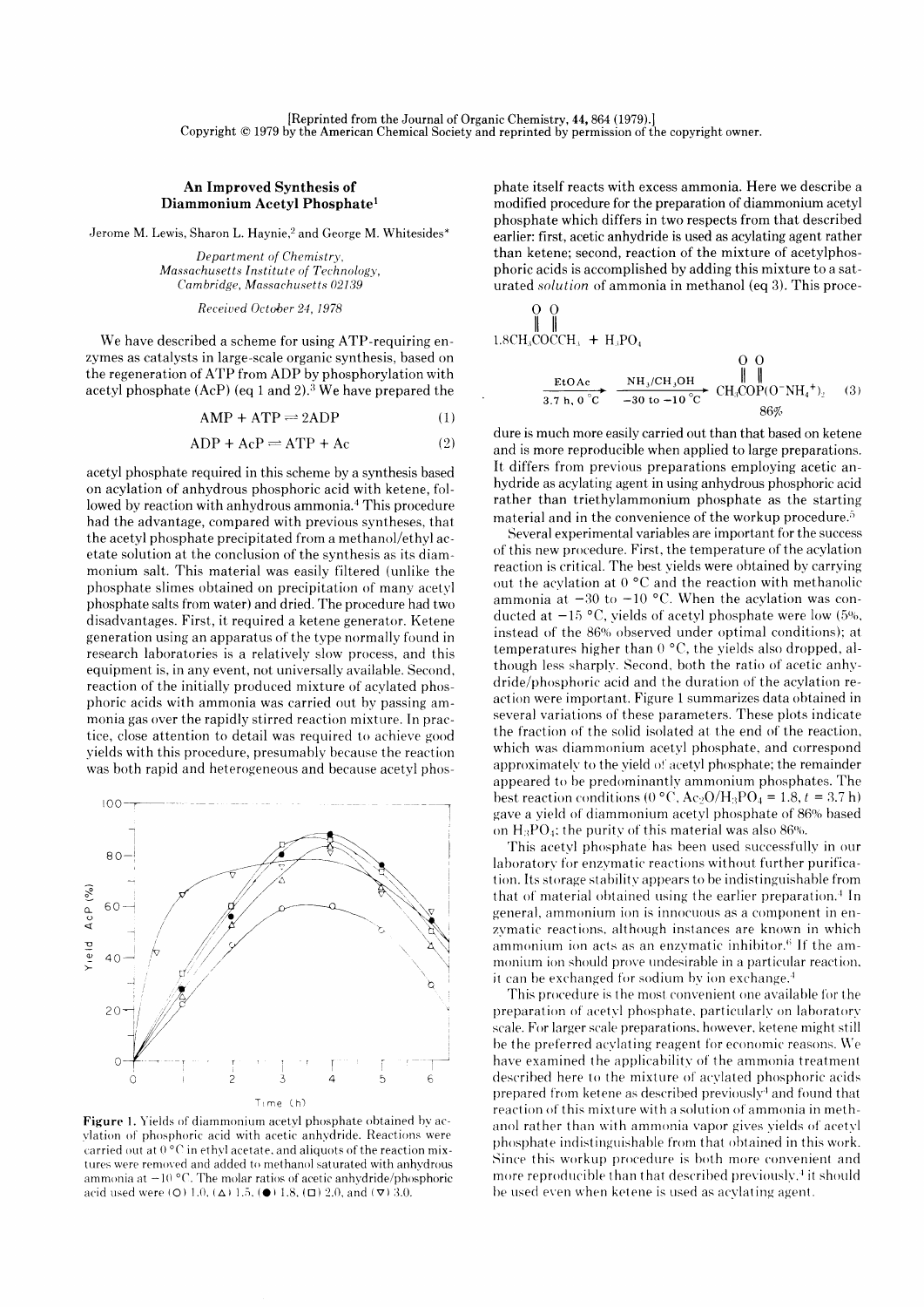[Reprinted from the Journal of Organic Chemistry, 44, 864 (1979).]
Copyright © 1979 by the American Chemical Society and reprinted by permission of the copyright owner.

# An Improved Synthesis of Diammonium Acetyl Phosphate[1]

Jerome M. Lewis, Sharon L. Haynie,[2] and George M. Whitesides*

*Department of Chemistry, Massachusetts Institute of Technology, Cambridge, Massachusetts 02139*

*Received October 24, 1978*

We have described a scheme for using ATP-requiring enzymes as catalysts in large-scale organic synthesis, based on the regeneration of ATP from ADP by phosphorylation with acetyl phosphate (AcP) (eq 1 and 2).[3] We have prepared the

$$\text{AMP} + \text{ATP} \rightleftharpoons 2\text{ADP} \quad (1)$$

$$\text{ADP} + \text{AcP} \rightleftharpoons \text{ATP} + \text{Ac} \quad (2)$$

acetyl phosphate required in this scheme by a synthesis based on acylation of anhydrous phosphoric acid with ketene, followed by reaction with anhydrous ammonia.[4] This procedure had the advantage, compared with previous syntheses, that the acetyl phosphate precipitated from a methanol/ethyl acetate solution at the conclusion of the synthesis as its diammonium salt. This material was easily filtered (unlike the phosphate slimes obtained on precipitation of many acetyl phosphate salts from water) and dried. The procedure had two disadvantages. First, it required a ketene generator. Ketene generation using an apparatus of the type normally found in research laboratories is a relatively slow process, and this equipment is, in any event, not universally available. Second, reaction of the initially produced mixture of acylated phosphoric acids with ammonia was carried out by passing ammonia gas over the rapidly stirred reaction mixture. In practice, close attention to detail was required to achieve good yields with this procedure, presumably because the reaction was both rapid and heterogeneous and because acetyl phosphate itself reacts with excess ammonia. Here we describe a modified procedure for the preparation of diammonium acetyl phosphate which differs in two respects from that described earlier: first, acetic anhydride is used as acylating agent rather than ketene; second, reaction of the mixture of acetylphosphoric acids is accomplished by adding this mixture to a saturated *solution* of ammonia in methanol (eq 3). This procedure

$$1.8\,CH_3COCCH_3 + H_3PO_4 \xrightarrow[3.7\text{ h, }0\,^\circ\text{C}]{\text{EtOAc}} \xrightarrow[-30\text{ to }-10\,^\circ\text{C}]{NH_3/CH_3OH} CH_3COP(O^-NH_4^+)_2 \quad (3)$$

86%

is much more easily carried out than that based on ketene and is more reproducible when applied to large preparations. It differs from previous preparations employing acetic anhydride as acylating agent in using anhydrous phosphoric acid rather than triethylammonium phosphate as the starting material and in the convenience of the workup procedure.[5]

Several experimental variables are important for the success of this new procedure. First, the temperature of the acylation reaction is critical. The best yields were obtained by carrying out the acylation at 0 °C and the reaction with methanolic ammonia at −30 to −10 °C. When the acylation was conducted at −15 °C, yields of acetyl phosphate were low (5%, instead of the 86% observed under optimal conditions); at temperatures higher than 0 °C, the yields also dropped, although less sharply. Second, both the ratio of acetic anhydride/phosphoric acid and the duration of the acylation reaction were important. Figure 1 summarizes data obtained in several variations of these parameters. These plots indicate the fraction of the solid isolated at the end of the reaction, which was diammonium acetyl phosphate, and correspond approximately to the yield of acetyl phosphate; the remainder appeared to be predominantly ammonium phosphates. The best reaction conditions (0 °C, $Ac_2O/H_3PO_4 = 1.8$, $t = 3.7$ h) gave a yield of diammonium acetyl phosphate of 86% based on $H_3PO_4$; the purity of this material was also 86%.

Figure 1. Yields of diammonium acetyl phosphate obtained by acylation of phosphoric acid with acetic anhydride. Reactions were carried out at 0 °C in ethyl acetate, and aliquots of the reaction mixtures were removed and added to methanol saturated with anhydrous ammonia at −10 °C. The molar ratios of acetic anhydride/phosphoric acid used were (○) 1.0, (△) 1.5, (●) 1.8, (□) 2.0, and (▽) 3.0.

This acetyl phosphate has been used successfully in our laboratory for enzymatic reactions without further purification. Its storage stability appears to be indistinguishable from that of material obtained using the earlier preparation.[4] In general, ammonium ion is innocuous as a component in enzymatic reactions, although instances are known in which ammonium ion acts as an enzymatic inhibitor.[6] If the ammonium ion should prove undesirable in a particular reaction, it can be exchanged for sodium by ion exchange.[4]

This procedure is the most convenient one available for the preparation of acetyl phosphate, particularly on laboratory scale. For larger scale preparations, however, ketene might still be the preferred acylating reagent for economic reasons. We have examined the applicability of the ammonia treatment described here to the mixture of acylated phosphoric acids prepared from ketene as described previously[4] and found that reaction of this mixture with a solution of ammonia in methanol rather than with ammonia vapor gives yields of acetyl phosphate indistinguishable from that obtained in this work. Since this workup procedure is both more convenient and more reproducible than that described previously,[4] it should be used even when ketene is used as acylating agent.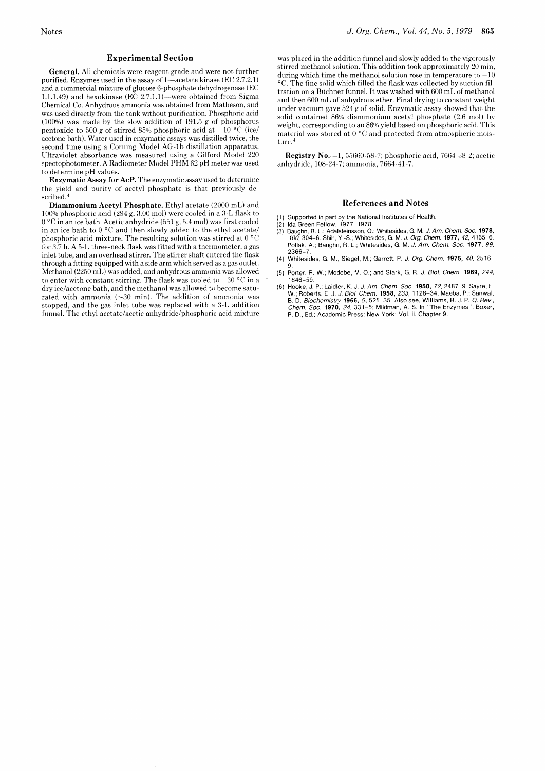## Experimental Section

**General.** All chemicals were reagent grade and were not further purified. Enzymes used in the assay of **1**—acetate kinase (EC 2.7.2.1) and a commercial mixture of glucose 6-phosphate dehydrogenase (EC 1.1.1.49) and hexokinase (EC 2.7.1.1)—were obtained from Sigma Chemical Co. Anhydrous ammonia was obtained from Matheson, and was used directly from the tank without purification. Phosphoric acid (100%) was made by the slow addition of 191.5 g of phosphorus pentoxide to 500 g of stirred 85% phosphoric acid at −10 °C (ice/acetone bath). Water used in enzymatic assays was distilled twice, the second time using a Corning Model AG-1b distillation apparatus. Ultraviolet absorbance was measured using a Gilford Model 220 spectophotometer. A Radiometer Model PHM 62 pH meter was used to determine pH values.

**Enzymatic Assay for AcP.** The enzymatic assay used to determine the yield and purity of acetyl phosphate is that previously described.[4]

**Diammonium Acetyl Phosphate.** Ethyl acetate (2000 mL) and 100% phosphoric acid (294 g, 3.00 mol) were cooled in a 3-L flask to 0 °C in an ice bath. Acetic anhydride (551 g, 5.4 mol) was first cooled in an ice bath to 0 °C and then slowly added to the ethyl acetate/phosphoric acid mixture. The resulting solution was stirred at 0 °C for 3.7 h. A 5-L three-neck flask was fitted with a thermometer, a gas inlet tube, and an overhead stirrer. The stirrer shaft entered the flask through a fitting equipped with a side arm which served as a gas outlet. Methanol (2250 mL) was added, and anhydrous ammonia was allowed to enter with constant stirring. The flask was cooled to −30 °C in a dry ice/acetone bath, and the methanol was allowed to become saturated with ammonia (~30 min). The addition of ammonia was stopped, and the gas inlet tube was replaced with a 3-L addition funnel. The ethyl acetate/acetic anhydride/phosphoric acid mixture was placed in the addition funnel and slowly added to the vigorously stirred methanol solution. This addition took approximately 20 min, during which time the methanol solution rose in temperature to −10 °C. The fine solid which filled the flask was collected by suction filtration on a Büchner funnel. It was washed with 600 mL of methanol and then 600 mL of anhydrous ether. Final drying to constant weight under vacuum gave 524 g of solid. Enzymatic assay showed that the solid contained 86% diammonium acetyl phosphate (2.6 mol) by weight, corresponding to an 86% yield based on phosphoric acid. This material was stored at 0 °C and protected from atmospheric moisture.[4]

**Registry No.**—**1**, 55660-58-7; phosphoric acid, 7664-38-2; acetic anhydride, 108-24-7; ammonia, 7664-41-7.

## References and Notes

(1) Supported in part by the National Institutes of Health.
(2) Ida Green Fellow, 1977–1978.
(3) Baughn, R. L.; Adalsteinsson, O.; Whitesides, G. M. *J. Am. Chem. Soc.* **1978,** *100*, 304–6. Shih, Y.-S.; Whitesides, G. M. *J. Org. Chem.* **1977,** *42*, 4165–6. Pollak, A.; Baughn, R. L.; Whitesides, G. M. *J. Am. Chem. Soc.* **1977,** *99*, 2366–7.
(4) Whitesides, G. M.; Siegel, M.; Garrett, P. *J. Org. Chem.* **1975,** *40*, 2516–9.
(5) Porter, R. W.; Modebe, M. O.; and Stark, G. R. *J. Biol. Chem.* **1969,** *244*, 1846–59.
(6) Hooke, J. P.; Laidler, K. J. *J. Am. Chem. Soc.* **1950,** *72*, 2487–9. Sayre, F. W.; Roberts, E. J. *J. Biol. Chem.* **1958,** *233*, 1128–34. Maeba, P.; Sanwal, B. D. *Biochemistry* **1966,** *5*, 525–35. Also see, Williams, R. J. P. *Q. Rev., Chem. Soc.* **1970,** *24*, 331–5; Mildman, A. S. In "The Enzymes"; Boxer, P. D., Ed.; Academic Press: New York; Vol. ii, Chapter 9.